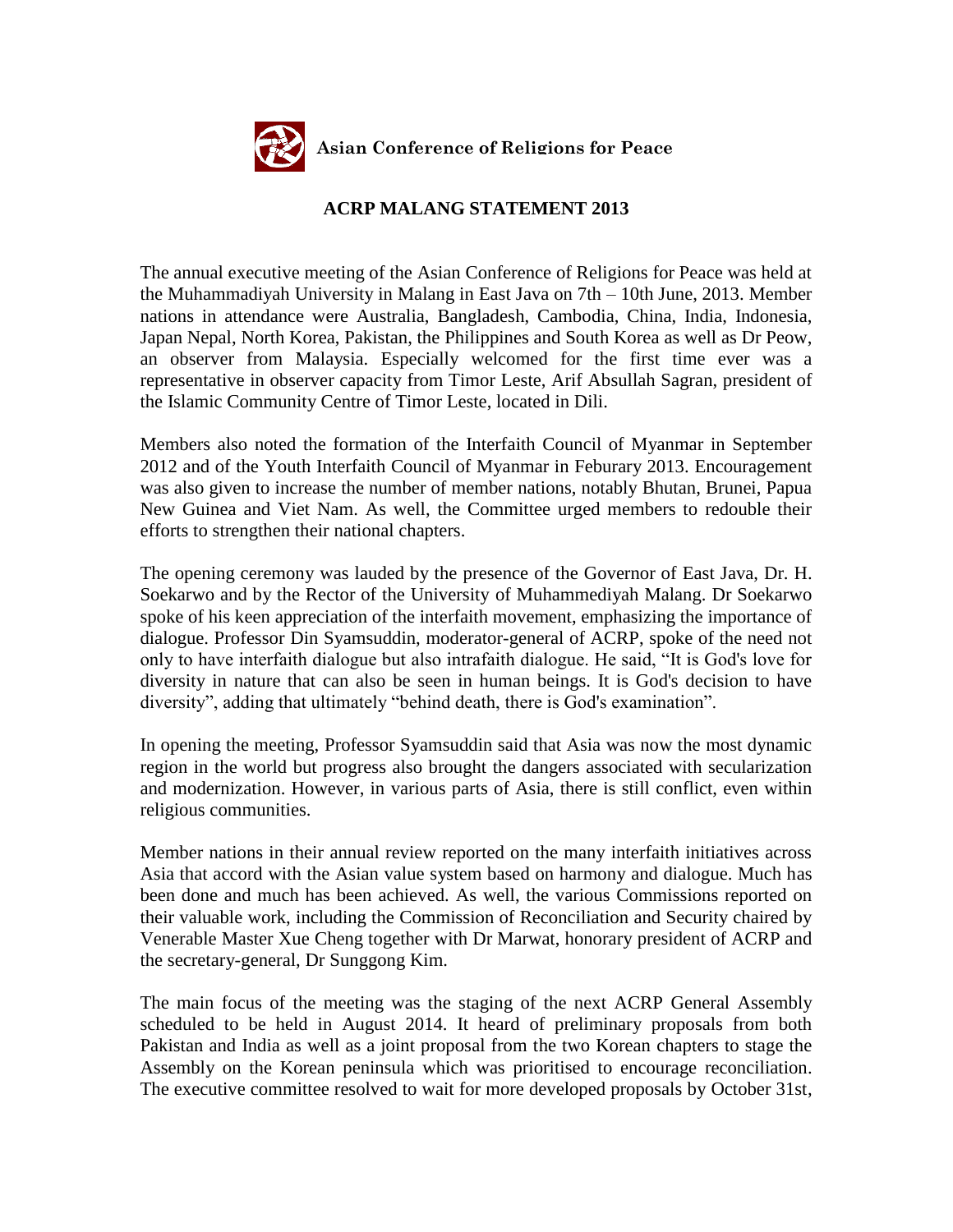**Asian Conference of Religions for Peace**

## ACRP MALANG STATEMENT 2013

The annual executive meeting of the Asian Conference of Religions for Peace was held at the Muhammadiyah University in Malang in East Java on 7th – 10th June, 2013. Member nations in attendance were Australia, Bangladesh, Cambodia, China, India, Indonesia, Japan Nepal, North Korea, Pakistan, the Philippines and South Korea as well as Dr Peow, an observer from Malaysia. Especially welcomed for the first time ever was a representative in observer capacity from Timor Leste, Arif Absullah Sagran, president of the Islamic Community Centre of Timor Leste, located in Dili.

Members also noted the formation of the Interfaith Council of Myanmar in September 2012 and of the Youth Interfaith Council of Myanmar in Feburary 2013. Encouragement was also given to increase the number of member nations, notably Bhutan, Brunei, Papua New Guinea and Viet Nam. As well, the Committee urged members to redouble their efforts to strengthen their national chapters.

The opening ceremony was lauded by the presence of the Governor of East Java, Dr. H. Soekarwo and by the Rector of the University of Muhammediyah Malang. Dr Soekarwo spoke of his keen appreciation of the interfaith movement, emphasizing the importance of dialogue. Professor Din Syamsuddin, moderator-general of ACRP, spoke of the need not only to have interfaith dialogue but also intrafaith dialogue. He said, "It is God's love for diversity in nature that can also be seen in human beings. It is God's decision to have diversity", adding that ultimately "behind death, there is God's examination".

In opening the meeting, Professor Syamsuddin said that Asia was now the most dynamic region in the world but progress also brought the dangers associated with secularization and modernization. However, in various parts of Asia, there is still conflict, even within religious communities.

Member nations in their annual review reported on the many interfaith initiatives across Asia that accord with the Asian value system based on harmony and dialogue. Much has been done and much has been achieved. As well, the various Commissions reported on their valuable work, including the Commission of Reconciliation and Security chaired by Venerable Master Xue Cheng together with Dr Marwat, honorary president of ACRP and the secretary-general, Dr Sunggong Kim.

The main focus of the meeting was the staging of the next ACRP General Assembly scheduled to be held in August 2014. It heard of preliminary proposals from both Pakistan and India as well as a joint proposal from the two Korean chapters to stage the Assembly on the Korean peninsula which was prioritised to encourage reconciliation. The executive committee resolved to wait for more developed proposals by October 31st,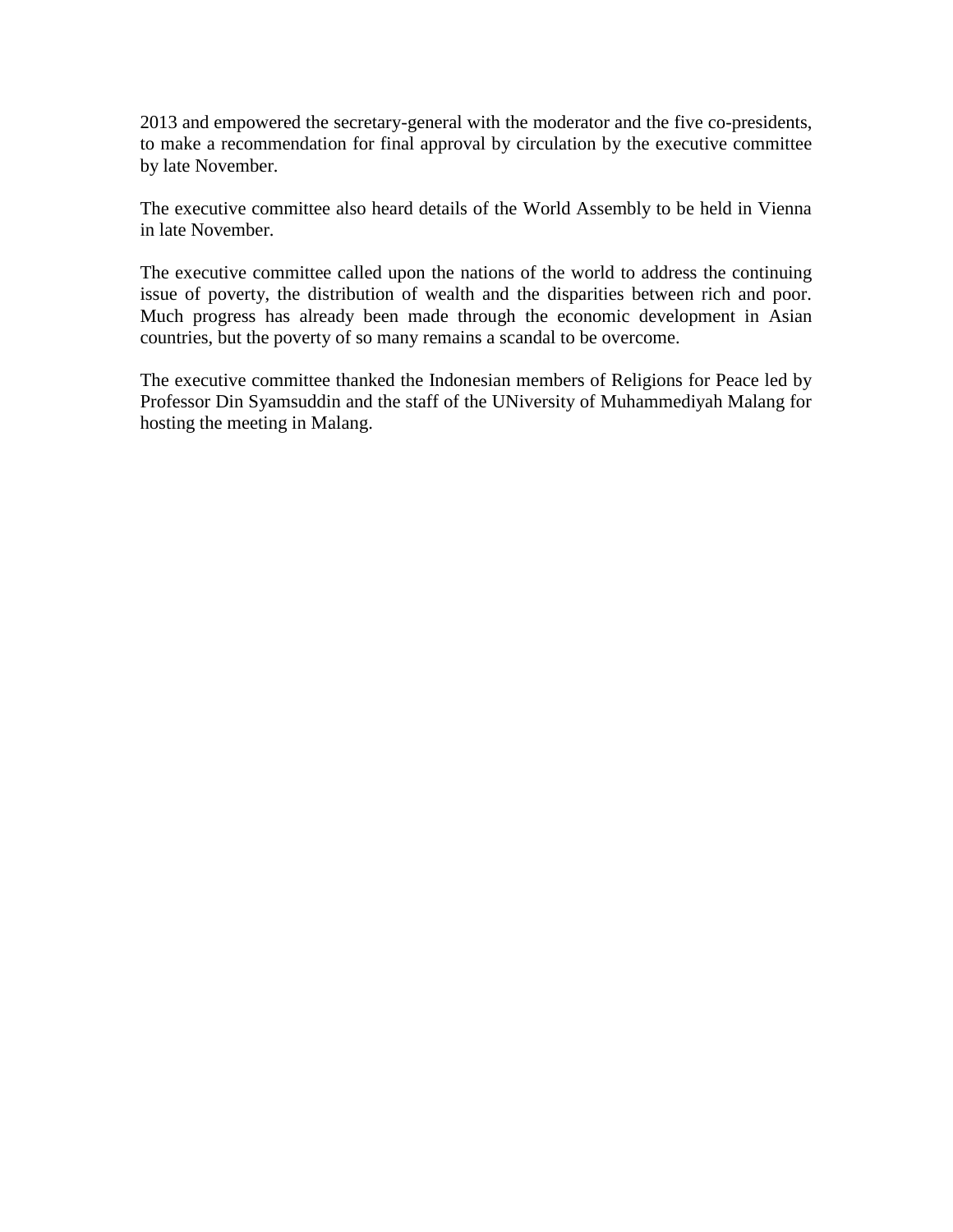2013 and empowered the secretary-general with the moderator and the five co-presidents, to make a recommendation for final approval by circulation by the executive committee by late November.

The executive committee also heard details of the World Assembly to be held in Vienna in late November.

The executive committee called upon the nations of the world to address the continuing issue of poverty, the distribution of wealth and the disparities between rich and poor. Much progress has already been made through the economic development in Asian countries, but the poverty of so many remains a scandal to be overcome.

The executive committee thanked the Indonesian members of Religions for Peace led by Professor Din Syamsuddin and the staff of the UNiversity of Muhammediyah Malang for hosting the meeting in Malang.